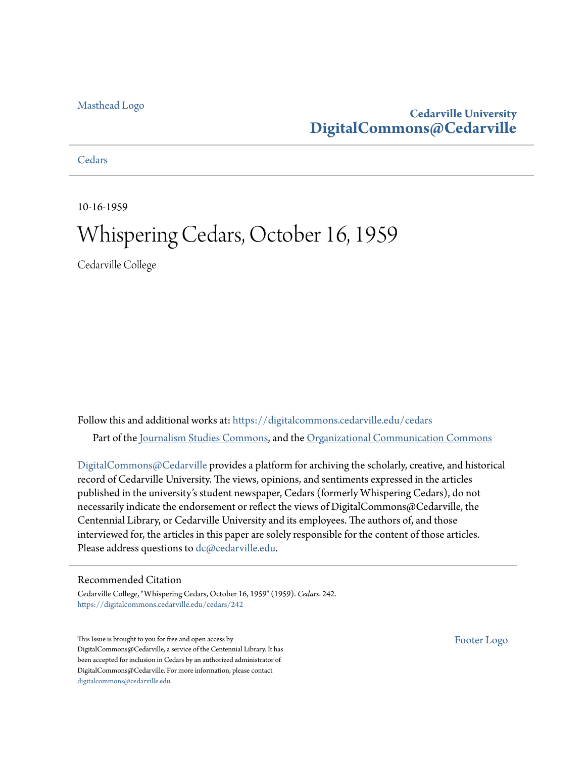Masthead Logo

Cedarville University
**DigitalCommons@Cedarville**

Cedars

10-16-1959

# Whispering Cedars, October 16, 1959

Cedarville College

Follow this and additional works at: https://digitalcommons.cedarville.edu/cedars

Part of the Journalism Studies Commons, and the Organizational Communication Commons

DigitalCommons@Cedarville provides a platform for archiving the scholarly, creative, and historical record of Cedarville University. The views, opinions, and sentiments expressed in the articles published in the university's student newspaper, Cedars (formerly Whispering Cedars), do not necessarily indicate the endorsement or reflect the views of DigitalCommons@Cedarville, the Centennial Library, or Cedarville University and its employees. The authors of, and those interviewed for, the articles in this paper are solely responsible for the content of those articles. Please address questions to dc@cedarville.edu.

## Recommended Citation

Cedarville College, "Whispering Cedars, October 16, 1959" (1959). *Cedars*. 242.
https://digitalcommons.cedarville.edu/cedars/242

This Issue is brought to you for free and open access by DigitalCommons@Cedarville, a service of the Centennial Library. It has been accepted for inclusion in Cedars by an authorized administrator of DigitalCommons@Cedarville. For more information, please contact digitalcommons@cedarville.edu.

Footer Logo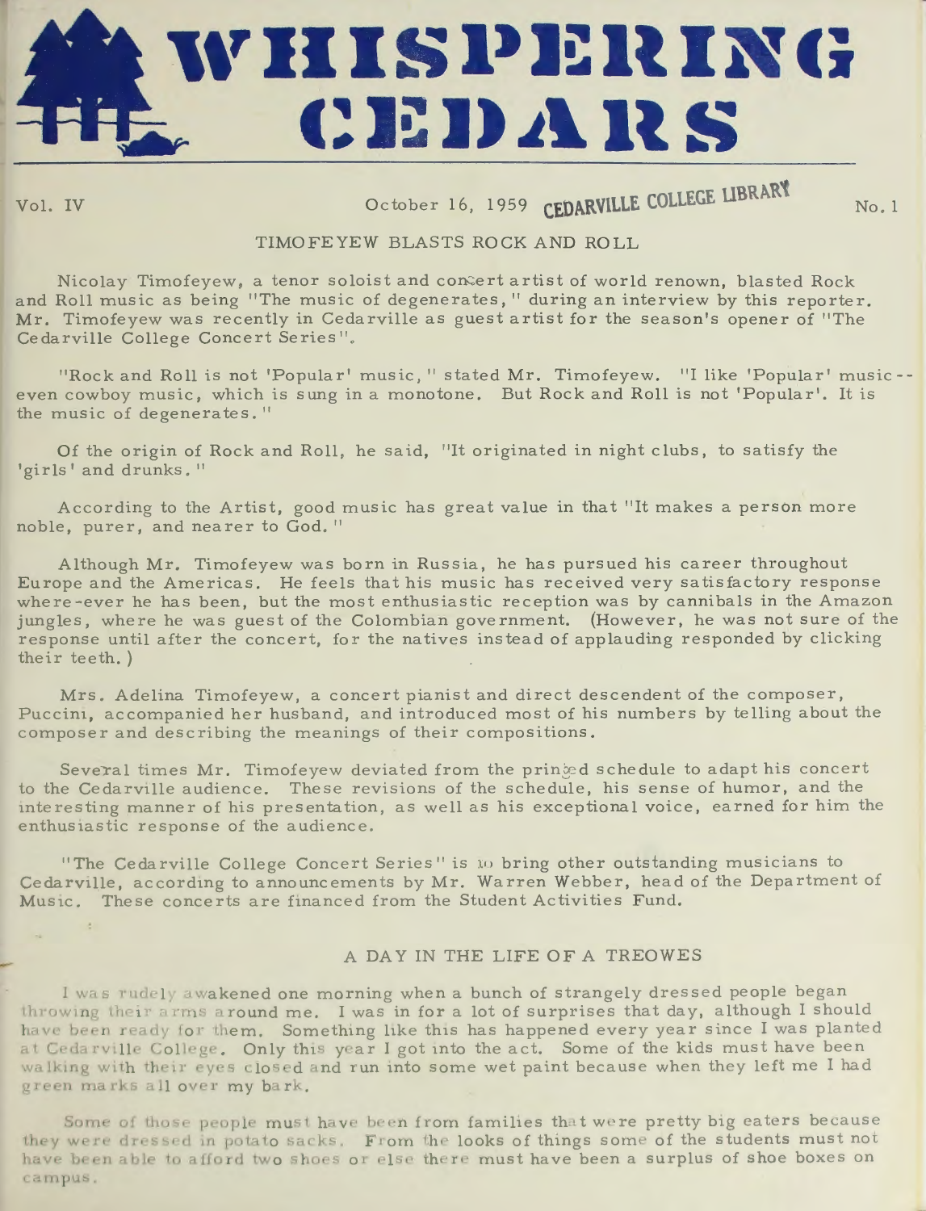# WHISPERING CEDARS

Vol. IV October 16, 1959 CEDARVILLE COLLEGE LIBRARY No. 1

## TIMOFEYEW BLASTS ROCK AND ROLL

Nicolay Timofeyew, a tenor soloist and concert artist of world renown, blasted Rock and Roll music as being "The music of degenerates," during an interview by this reporter. Mr. Timofeyew was recently in Cedarville as guest artist for the season's opener of "The Cedarville College Concert Series".

"Rock and Roll is not 'Popular' music," stated Mr. Timofeyew. "I like 'Popular' music--even cowboy music, which is sung in a monotone. But Rock and Roll is not 'Popular'. It is the music of degenerates."

Of the origin of Rock and Roll, he said, "It originated in night clubs, to satisfy the 'girls' and drunks."

According to the Artist, good music has great value in that "It makes a person more noble, purer, and nearer to God."

Although Mr. Timofeyew was born in Russia, he has pursued his career throughout Europe and the Americas. He feels that his music has received very satisfactory response where-ever he has been, but the most enthusiastic reception was by cannibals in the Amazon jungles, where he was guest of the Colombian government. (However, he was not sure of the response until after the concert, for the natives instead of applauding responded by clicking their teeth.)

Mrs. Adelina Timofeyew, a concert pianist and direct descendent of the composer, Puccini, accompanied her husband, and introduced most of his numbers by telling about the composer and describing the meanings of their compositions.

Several times Mr. Timofeyew deviated from the printed schedule to adapt his concert to the Cedarville audience. These revisions of the schedule, his sense of humor, and the interesting manner of his presentation, as well as his exceptional voice, earned for him the enthusiastic response of the audience.

"The Cedarville College Concert Series" is to bring other outstanding musicians to Cedarville, according to announcements by Mr. Warren Webber, head of the Department of Music. These concerts are financed from the Student Activities Fund.

## A DAY IN THE LIFE OF A TREOWES

I was rudely awakened one morning when a bunch of strangely dressed people began throwing their arms around me. I was in for a lot of surprises that day, although I should have been ready for them. Something like this has happened every year since I was planted at Cedarville College. Only this year I got into the act. Some of the kids must have been walking with their eyes closed and run into some wet paint because when they left me I had green marks all over my bark.

Some of those people must have been from families that were pretty big eaters because they were dressed in potato sacks. From the looks of things some of the students must not have been able to afford two shoes or else there must have been a surplus of shoe boxes on campus.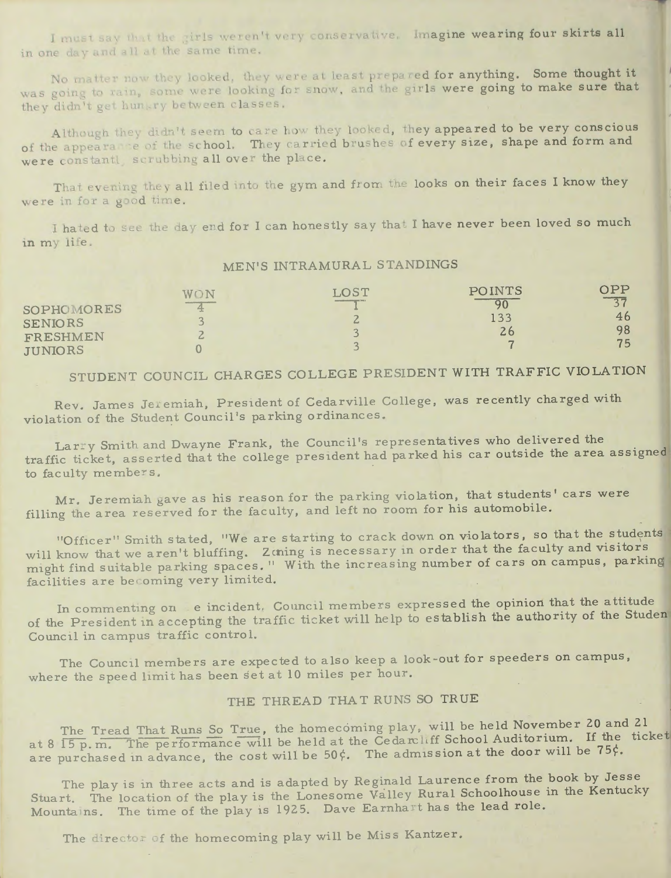I must say that the girls weren't very conservative. Imagine wearing four skirts all in one day and all at the same time.

No matter how they looked, they were at least prepared for anything. Some thought it was going to rain, some were looking for snow, and the girls were going to make sure that they didn't get hungry between classes.

Although they didn't seem to care how they looked, they appeared to be very conscious of the appearance of the school. They carried brushes of every size, shape and form and were constantly scrubbing all over the place.

That evening they all filed into the gym and from the looks on their faces I know they were in for a good time.

I hated to see the day end for I can honestly say that I have never been loved so much in my life.

## MEN'S INTRAMURAL STANDINGS

| | WON | LOST | POINTS | OPP |
|---|---|---|---|---|
| SOPHOMORES | 4 | 1 | 90 | 37 |
| SENIORS | 3 | 2 | 133 | 46 |
| FRESHMEN | 2 | 3 | 26 | 98 |
| JUNIORS | 0 | 3 | 7 | 75 |

## STUDENT COUNCIL CHARGES COLLEGE PRESIDENT WITH TRAFFIC VIOLATION

Rev. James Jeremiah, President of Cedarville College, was recently charged with violation of the Student Council's parking ordinances.

Larry Smith and Dwayne Frank, the Council's representatives who delivered the traffic ticket, asserted that the college president had parked his car outside the area assigned to faculty members.

Mr. Jeremiah gave as his reason for the parking violation, that students' cars were filling the area reserved for the faculty, and left no room for his automobile.

"Officer" Smith stated, "We are starting to crack down on violators, so that the students will know that we aren't bluffing. Zoning is necessary in order that the faculty and visitors might find suitable parking spaces." With the increasing number of cars on campus, parking facilities are becoming very limited.

In commenting on the incident, Council members expressed the opinion that the attitude of the President in accepting the traffic ticket will help to establish the authority of the Student Council in campus traffic control.

The Council members are expected to also keep a look-out for speeders on campus, where the speed limit has been set at 10 miles per hour.

## THE THREAD THAT RUNS SO TRUE

The Tread That Runs So True, the homecoming play, will be held November 20 and 21 at 8:15 p.m. The performance will be held at the Cedarcliff School Auditorium. If the tickets are purchased in advance, the cost will be 50¢. The admission at the door will be 75¢.

The play is in three acts and is adapted by Reginald Laurence from the book by Jesse Stuart. The location of the play is the Lonesome Valley Rural Schoolhouse in the Kentucky Mountains. The time of the play is 1925. Dave Earnhart has the lead role.

The director of the homecoming play will be Miss Kantzer.